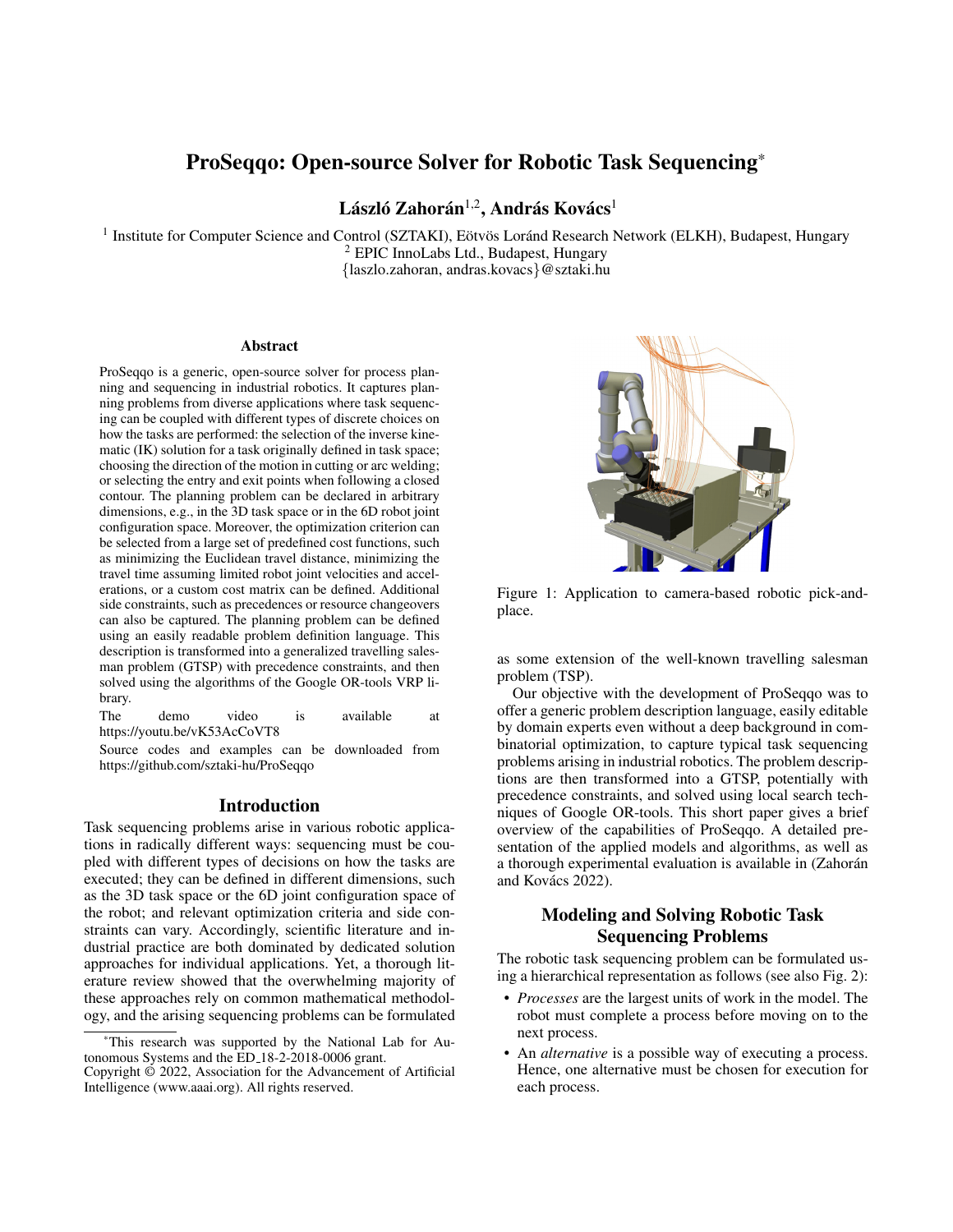# ProSeqqo: Open-source Solver for Robotic Task Sequencing*

**László Zahorán[1,2], András Kovács[1]**

[1] Institute for Computer Science and Control (SZTAKI), Eötvös Loránd Research Network (ELKH), Budapest, Hungary
[2] EPIC InnoLabs Ltd., Budapest, Hungary
{laszlo.zahoran, andras.kovacs}@sztaki.hu

## Abstract

ProSeqqo is a generic, open-source solver for process planning and sequencing in industrial robotics. It captures planning problems from diverse applications where task sequencing can be coupled with different types of discrete choices on how the tasks are performed: the selection of the inverse kinematic (IK) solution for a task originally defined in task space; choosing the direction of the motion in cutting or arc welding; or selecting the entry and exit points when following a closed contour. The planning problem can be declared in arbitrary dimensions, e.g., in the 3D task space or in the 6D robot joint configuration space. Moreover, the optimization criterion can be selected from a large set of predefined cost functions, such as minimizing the Euclidean travel distance, minimizing the travel time assuming limited robot joint velocities and accelerations, or a custom cost matrix can be defined. Additional side constraints, such as precedences or resource changeovers can also be captured. The planning problem can be defined using an easily readable problem definition language. This description is transformed into a generalized travelling salesman problem (GTSP) with precedence constraints, and then solved using the algorithms of the Google OR-tools VRP library.

The demo video is available at https://youtu.be/vK53AcCoVT8

Source codes and examples can be downloaded from https://github.com/sztaki-hu/ProSeqqo

## Introduction

Task sequencing problems arise in various robotic applications in radically different ways: sequencing must be coupled with different types of decisions on how the tasks are executed; they can be defined in different dimensions, such as the 3D task space or the 6D joint configuration space of the robot; and relevant optimization criteria and side constraints can vary. Accordingly, scientific literature and industrial practice are both dominated by dedicated solution approaches for individual applications. Yet, a thorough literature review showed that the overwhelming majority of these approaches rely on common mathematical methodology, and the arising sequencing problems can be formulated as some extension of the well-known travelling salesman problem (TSP).

Figure 1: Application to camera-based robotic pick-and-place.

Our objective with the development of ProSeqqo was to offer a generic problem description language, easily editable by domain experts even without a deep background in combinatorial optimization, to capture typical task sequencing problems arising in industrial robotics. The problem descriptions are then transformed into a GTSP, potentially with precedence constraints, and solved using local search techniques of Google OR-tools. This short paper gives a brief overview of the capabilities of ProSeqqo. A detailed presentation of the applied models and algorithms, as well as a thorough experimental evaluation is available in (Zahorán and Kovács 2022).

## Modeling and Solving Robotic Task Sequencing Problems

The robotic task sequencing problem can be formulated using a hierarchical representation as follows (see also Fig. 2):

- *Processes* are the largest units of work in the model. The robot must complete a process before moving on to the next process.
- An *alternative* is a possible way of executing a process. Hence, one alternative must be chosen for execution for each process.

*This research was supported by the National Lab for Autonomous Systems and the ED_18-2-2018-0006 grant.
Copyright © 2022, Association for the Advancement of Artificial Intelligence (www.aaai.org). All rights reserved.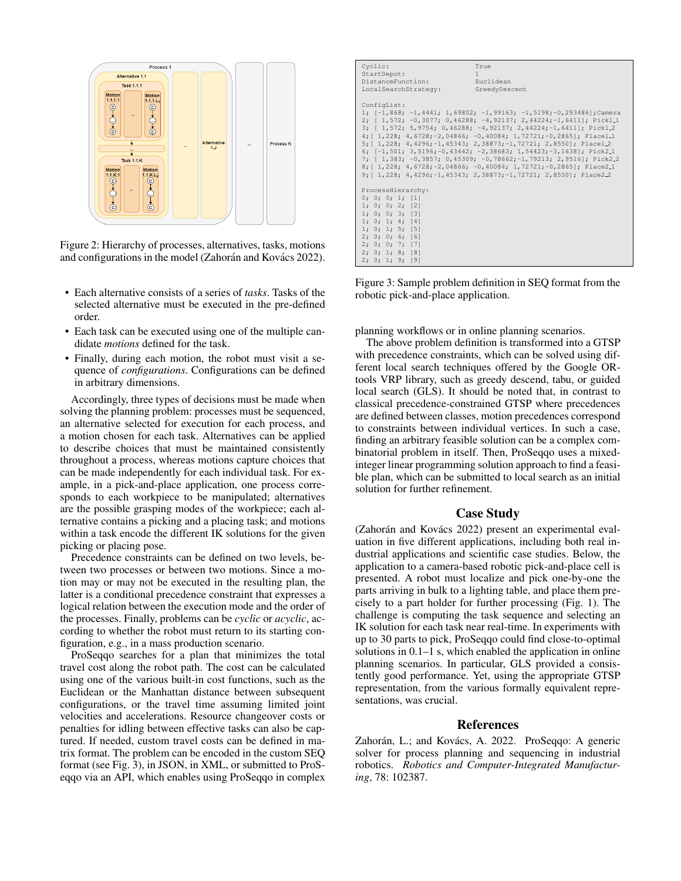Process 1

Alternative 1.1

Task 1.1.1

Motion 1.1.1.1

Motion 1.1.1.L1

Task 1.1.K

Motion 1.1.K.1

Motion 1.1.K.L2

Alternative 1.J

Process N

Figure 2: Hierarchy of processes, alternatives, tasks, motions and configurations in the model (Zahorán and Kovács 2022).

- Each alternative consists of a series of *tasks*. Tasks of the selected alternative must be executed in the pre-defined order.
- Each task can be executed using one of the multiple candidate *motions* defined for the task.
- Finally, during each motion, the robot must visit a sequence of *configurations*. Configurations can be defined in arbitrary dimensions.

Accordingly, three types of decisions must be made when solving the planning problem: processes must be sequenced, an alternative selected for execution for each process, and a motion chosen for each task. Alternatives can be applied to describe choices that must be maintained consistently throughout a process, whereas motions capture choices that can be made independently for each individual task. For example, in a pick-and-place application, one process corresponds to each workpiece to be manipulated; alternatives are the possible grasping modes of the workpiece; each alternative contains a picking and a placing task; and motions within a task encode the different IK solutions for the given picking or placing pose.

Precedence constraints can be defined on two levels, between two processes or between two motions. Since a motion may or may not be executed in the resulting plan, the latter is a conditional precedence constraint that expresses a logical relation between the execution mode and the order of the processes. Finally, problems can be *cyclic* or *acyclic*, according to whether the robot must return to its starting configuration, e.g., in a mass production scenario.

ProSeqqo searches for a plan that minimizes the total travel cost along the robot path. The cost can be calculated using one of the various built-in cost functions, such as the Euclidean or the Manhattan distance between subsequent configurations, or the travel time assuming limited joint velocities and accelerations. Resource changeover costs or penalties for idling between effective tasks can also be captured. If needed, custom travel costs can be defined in matrix format. The problem can be encoded in the custom SEQ format (see Fig. 3), in JSON, in XML, or submitted to ProSeqqo via an API, which enables using ProSeqqo in complex planning workflows or in online planning scenarios.

```
Cyclic:                     True
StartDepot:                 1
DistanceFunction:           Euclidean
LocalSearchStrategy:        GreedyDescent

ConfigList:
1; [-1,868; -1,4441; 1,69802; -1,99163; -1,5198;-0,293486];Camera
2; [ 1,572; -0,3077; 0,46288; -4,92137; 2,44224;-1,6411]; Pick1_1
3; [ 1,572; 5,9754; 0,46288; -4,92137; 2,44224;-1,6411]; Pick1_2
4;[ 1,228; 4,6728;-2,04866; -0,40084; 1,72721;-0,2865]; Place1_1
5;[ 1,228; 4,4296;-1,45343; 2,38873;-1,72721; 2,8550]; Place1_2
6; [-1,501; 3,5196;-0,43442; -2,38683; 1,54423;-3,1638]; Pick2_1
7; [ 1,383; -0,3857; 0,45309; -0,78662;-1,79213; 2,9516]; Pick2_2
8;[ 1,228; 4,6728;-2,04866; -0,40084; 1,72721;-0,2865]; Place2_1
9;[ 1,228; 4,4296;-1,45343; 2,38873;-1,72721; 2,8550]; Place2_2

ProcessHierarchy:
0; 0; 0; 1; [1]
1; 0; 0; 2; [2]
1; 0; 0; 3; [3]
1; 0; 1; 4; [4]
1; 0; 1; 5; [5]
2; 0; 0; 6; [6]
2; 0; 0; 7; [7]
2; 0; 1; 8; [8]
2; 0; 1; 9; [9]
```

Figure 3: Sample problem definition in SEQ format from the robotic pick-and-place application.

The above problem definition is transformed into a GTSP with precedence constraints, which can be solved using different local search techniques offered by the Google OR-tools VRP library, such as greedy descend, tabu, or guided local search (GLS). It should be noted that, in contrast to classical precedence-constrained GTSP where precedences are defined between classes, motion precedences correspond to constraints between individual vertices. In such a case, finding an arbitrary feasible solution can be a complex combinatorial problem in itself. Then, ProSeqqo uses a mixed-integer linear programming solution approach to find a feasible plan, which can be submitted to local search as an initial solution for further refinement.

## Case Study

(Zahorán and Kovács 2022) present an experimental evaluation in five different applications, including both real industrial applications and scientific case studies. Below, the application to a camera-based robotic pick-and-place cell is presented. A robot must localize and pick one-by-one the parts arriving in bulk to a lighting table, and place them precisely to a part holder for further processing (Fig. 1). The challenge is computing the task sequence and selecting an IK solution for each task near real-time. In experiments with up to 30 parts to pick, ProSeqqo could find close-to-optimal solutions in 0.1–1 s, which enabled the application in online planning scenarios. In particular, GLS provided a consistently good performance. Yet, using the appropriate GTSP representation, from the various formally equivalent representations, was crucial.

## References

Zahorán, L.; and Kovács, A. 2022. ProSeqqo: A generic solver for process planning and sequencing in industrial robotics. *Robotics and Computer-Integrated Manufacturing*, 78: 102387.